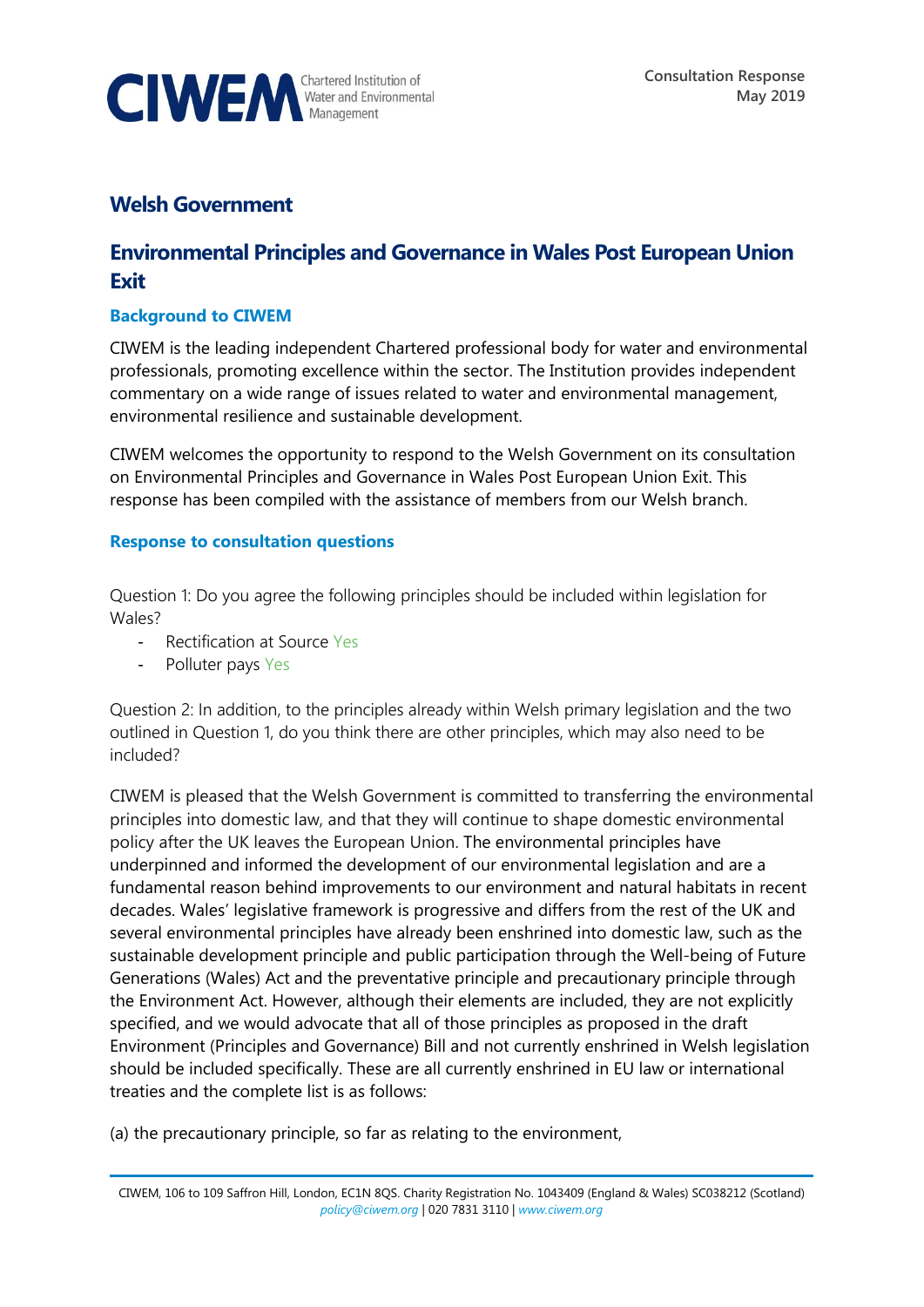Consultation Response
May 2019

## Welsh Government

# Environmental Principles and Governance in Wales Post European Union Exit

### Background to CIWEM

CIWEM is the leading independent Chartered professional body for water and environmental professionals, promoting excellence within the sector. The Institution provides independent commentary on a wide range of issues related to water and environmental management, environmental resilience and sustainable development.

CIWEM welcomes the opportunity to respond to the Welsh Government on its consultation on Environmental Principles and Governance in Wales Post European Union Exit. This response has been compiled with the assistance of members from our Welsh branch.

### Response to consultation questions

Question 1: Do you agree the following principles should be included within legislation for Wales?

- Rectification at Source Yes
- Polluter pays Yes

Question 2: In addition, to the principles already within Welsh primary legislation and the two outlined in Question 1, do you think there are other principles, which may also need to be included?

CIWEM is pleased that the Welsh Government is committed to transferring the environmental principles into domestic law, and that they will continue to shape domestic environmental policy after the UK leaves the European Union. The environmental principles have underpinned and informed the development of our environmental legislation and are a fundamental reason behind improvements to our environment and natural habitats in recent decades. Wales' legislative framework is progressive and differs from the rest of the UK and several environmental principles have already been enshrined into domestic law, such as the sustainable development principle and public participation through the Well-being of Future Generations (Wales) Act and the preventative principle and precautionary principle through the Environment Act. However, although their elements are included, they are not explicitly specified, and we would advocate that all of those principles as proposed in the draft Environment (Principles and Governance) Bill and not currently enshrined in Welsh legislation should be included specifically. These are all currently enshrined in EU law or international treaties and the complete list is as follows:

(a) the precautionary principle, so far as relating to the environment,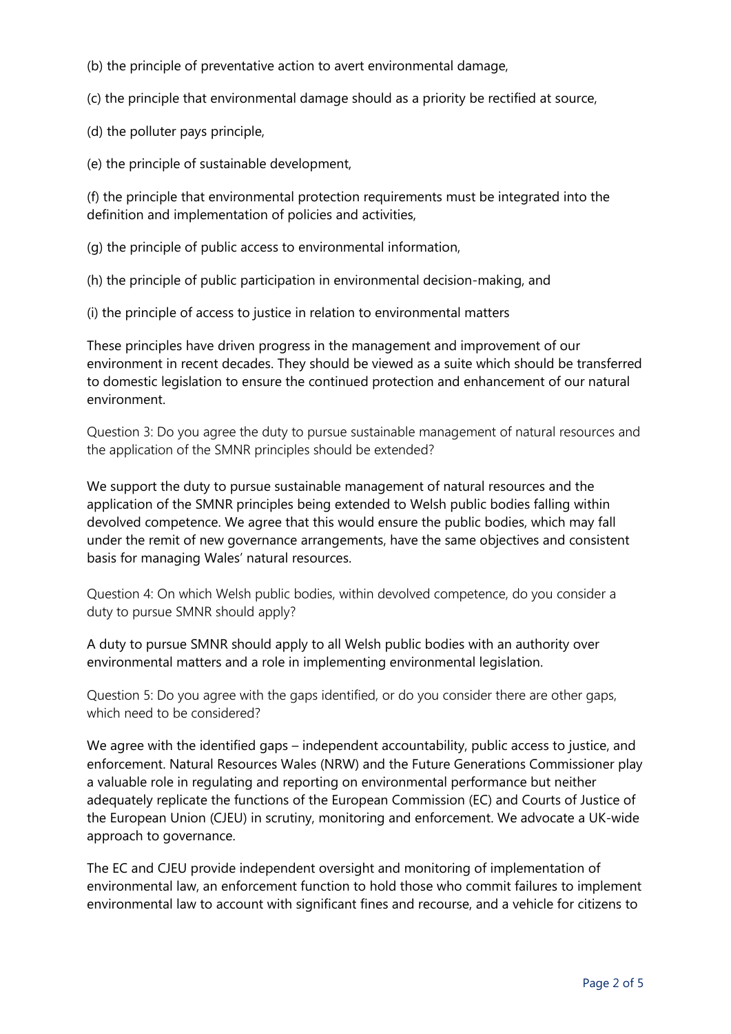(b) the principle of preventative action to avert environmental damage,

(c) the principle that environmental damage should as a priority be rectified at source,

(d) the polluter pays principle,

(e) the principle of sustainable development,

(f) the principle that environmental protection requirements must be integrated into the definition and implementation of policies and activities,

(g) the principle of public access to environmental information,

(h) the principle of public participation in environmental decision-making, and

(i) the principle of access to justice in relation to environmental matters

These principles have driven progress in the management and improvement of our environment in recent decades. They should be viewed as a suite which should be transferred to domestic legislation to ensure the continued protection and enhancement of our natural environment.

Question 3: Do you agree the duty to pursue sustainable management of natural resources and the application of the SMNR principles should be extended?

We support the duty to pursue sustainable management of natural resources and the application of the SMNR principles being extended to Welsh public bodies falling within devolved competence. We agree that this would ensure the public bodies, which may fall under the remit of new governance arrangements, have the same objectives and consistent basis for managing Wales' natural resources.

Question 4: On which Welsh public bodies, within devolved competence, do you consider a duty to pursue SMNR should apply?

A duty to pursue SMNR should apply to all Welsh public bodies with an authority over environmental matters and a role in implementing environmental legislation.

Question 5: Do you agree with the gaps identified, or do you consider there are other gaps, which need to be considered?

We agree with the identified gaps – independent accountability, public access to justice, and enforcement. Natural Resources Wales (NRW) and the Future Generations Commissioner play a valuable role in regulating and reporting on environmental performance but neither adequately replicate the functions of the European Commission (EC) and Courts of Justice of the European Union (CJEU) in scrutiny, monitoring and enforcement. We advocate a UK-wide approach to governance.

The EC and CJEU provide independent oversight and monitoring of implementation of environmental law, an enforcement function to hold those who commit failures to implement environmental law to account with significant fines and recourse, and a vehicle for citizens to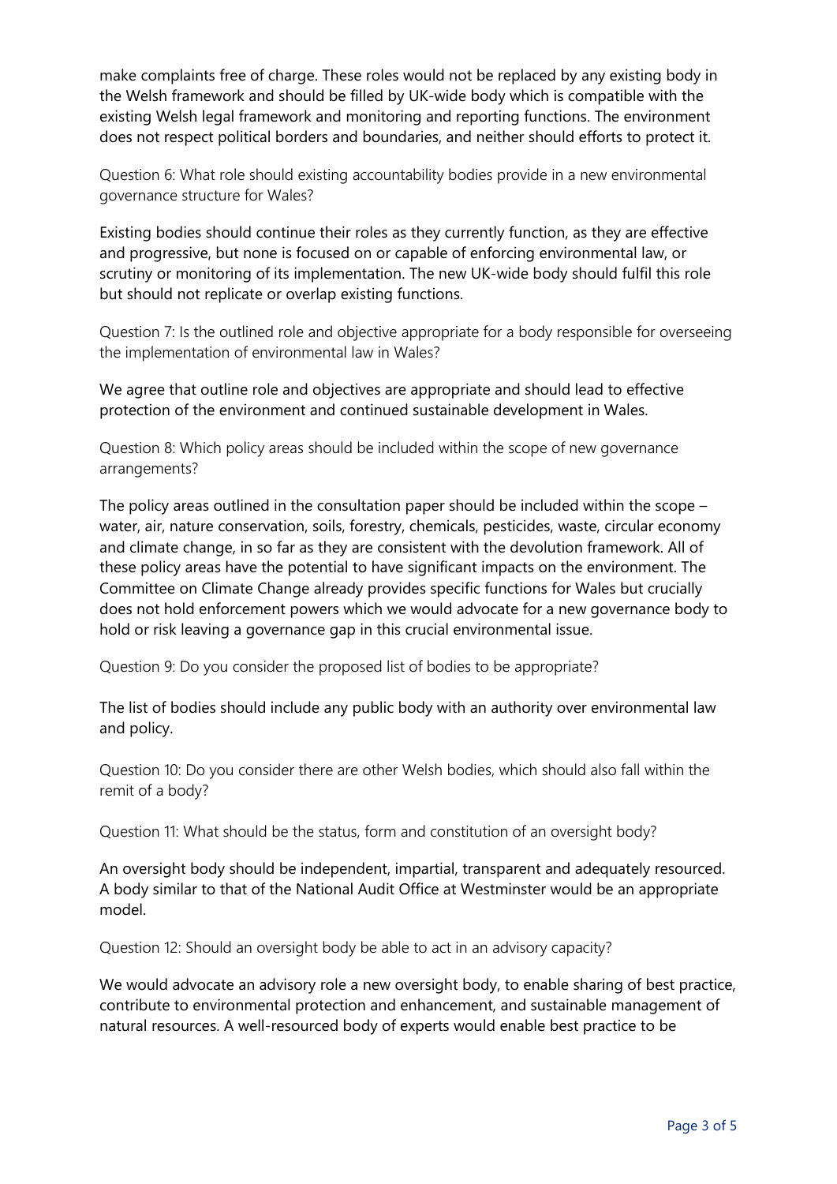make complaints free of charge. These roles would not be replaced by any existing body in the Welsh framework and should be filled by UK-wide body which is compatible with the existing Welsh legal framework and monitoring and reporting functions. The environment does not respect political borders and boundaries, and neither should efforts to protect it.

Question 6: What role should existing accountability bodies provide in a new environmental governance structure for Wales?

Existing bodies should continue their roles as they currently function, as they are effective and progressive, but none is focused on or capable of enforcing environmental law, or scrutiny or monitoring of its implementation. The new UK-wide body should fulfil this role but should not replicate or overlap existing functions.

Question 7: Is the outlined role and objective appropriate for a body responsible for overseeing the implementation of environmental law in Wales?

We agree that outline role and objectives are appropriate and should lead to effective protection of the environment and continued sustainable development in Wales.

Question 8: Which policy areas should be included within the scope of new governance arrangements?

The policy areas outlined in the consultation paper should be included within the scope – water, air, nature conservation, soils, forestry, chemicals, pesticides, waste, circular economy and climate change, in so far as they are consistent with the devolution framework. All of these policy areas have the potential to have significant impacts on the environment. The Committee on Climate Change already provides specific functions for Wales but crucially does not hold enforcement powers which we would advocate for a new governance body to hold or risk leaving a governance gap in this crucial environmental issue.

Question 9: Do you consider the proposed list of bodies to be appropriate?

The list of bodies should include any public body with an authority over environmental law and policy.

Question 10: Do you consider there are other Welsh bodies, which should also fall within the remit of a body?

Question 11: What should be the status, form and constitution of an oversight body?

An oversight body should be independent, impartial, transparent and adequately resourced. A body similar to that of the National Audit Office at Westminster would be an appropriate model.

Question 12: Should an oversight body be able to act in an advisory capacity?

We would advocate an advisory role a new oversight body, to enable sharing of best practice, contribute to environmental protection and enhancement, and sustainable management of natural resources. A well-resourced body of experts would enable best practice to be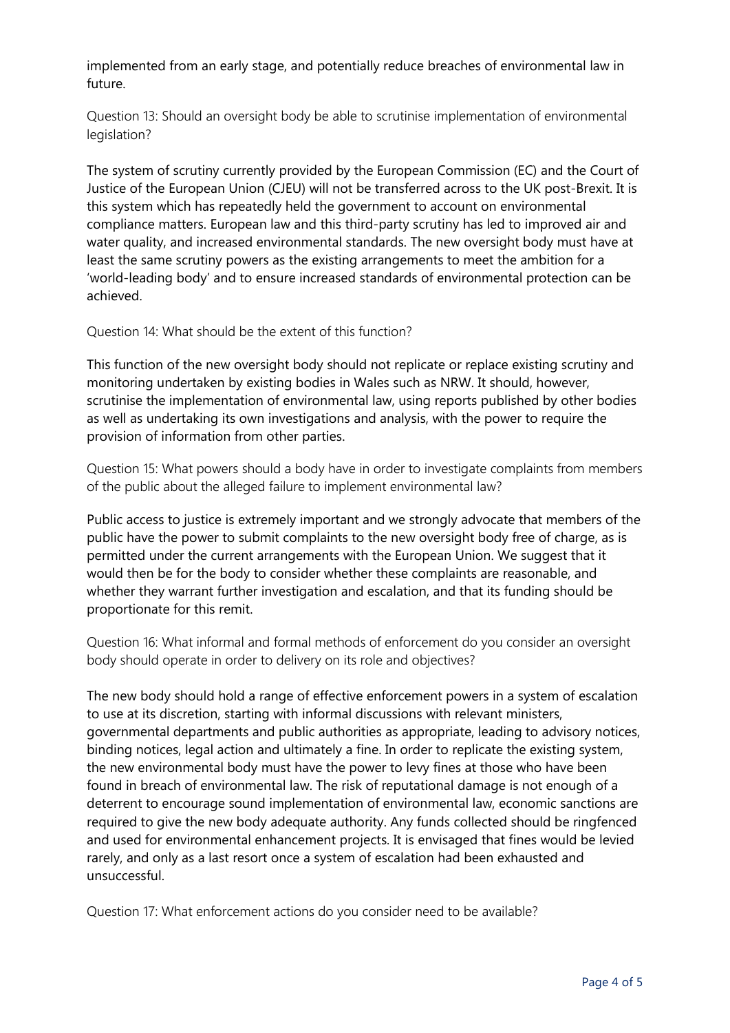implemented from an early stage, and potentially reduce breaches of environmental law in future.

Question 13: Should an oversight body be able to scrutinise implementation of environmental legislation?

The system of scrutiny currently provided by the European Commission (EC) and the Court of Justice of the European Union (CJEU) will not be transferred across to the UK post-Brexit. It is this system which has repeatedly held the government to account on environmental compliance matters. European law and this third-party scrutiny has led to improved air and water quality, and increased environmental standards. The new oversight body must have at least the same scrutiny powers as the existing arrangements to meet the ambition for a 'world-leading body' and to ensure increased standards of environmental protection can be achieved.

Question 14: What should be the extent of this function?

This function of the new oversight body should not replicate or replace existing scrutiny and monitoring undertaken by existing bodies in Wales such as NRW. It should, however, scrutinise the implementation of environmental law, using reports published by other bodies as well as undertaking its own investigations and analysis, with the power to require the provision of information from other parties.

Question 15: What powers should a body have in order to investigate complaints from members of the public about the alleged failure to implement environmental law?

Public access to justice is extremely important and we strongly advocate that members of the public have the power to submit complaints to the new oversight body free of charge, as is permitted under the current arrangements with the European Union. We suggest that it would then be for the body to consider whether these complaints are reasonable, and whether they warrant further investigation and escalation, and that its funding should be proportionate for this remit.

Question 16: What informal and formal methods of enforcement do you consider an oversight body should operate in order to delivery on its role and objectives?

The new body should hold a range of effective enforcement powers in a system of escalation to use at its discretion, starting with informal discussions with relevant ministers, governmental departments and public authorities as appropriate, leading to advisory notices, binding notices, legal action and ultimately a fine. In order to replicate the existing system, the new environmental body must have the power to levy fines at those who have been found in breach of environmental law. The risk of reputational damage is not enough of a deterrent to encourage sound implementation of environmental law, economic sanctions are required to give the new body adequate authority. Any funds collected should be ringfenced and used for environmental enhancement projects. It is envisaged that fines would be levied rarely, and only as a last resort once a system of escalation had been exhausted and unsuccessful.

Question 17: What enforcement actions do you consider need to be available?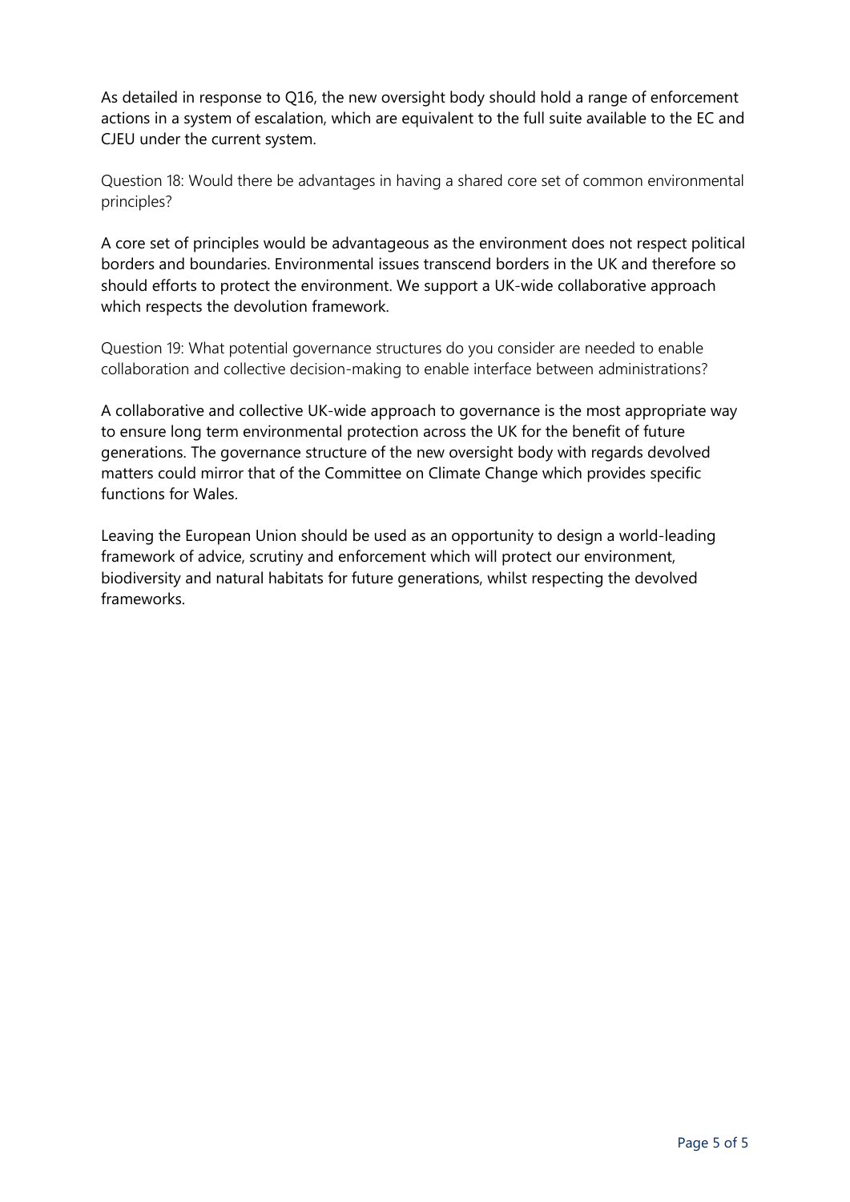As detailed in response to Q16, the new oversight body should hold a range of enforcement actions in a system of escalation, which are equivalent to the full suite available to the EC and CJEU under the current system.

Question 18: Would there be advantages in having a shared core set of common environmental principles?

A core set of principles would be advantageous as the environment does not respect political borders and boundaries. Environmental issues transcend borders in the UK and therefore so should efforts to protect the environment. We support a UK-wide collaborative approach which respects the devolution framework.

Question 19: What potential governance structures do you consider are needed to enable collaboration and collective decision-making to enable interface between administrations?

A collaborative and collective UK-wide approach to governance is the most appropriate way to ensure long term environmental protection across the UK for the benefit of future generations. The governance structure of the new oversight body with regards devolved matters could mirror that of the Committee on Climate Change which provides specific functions for Wales.

Leaving the European Union should be used as an opportunity to design a world-leading framework of advice, scrutiny and enforcement which will protect our environment, biodiversity and natural habitats for future generations, whilst respecting the devolved frameworks.